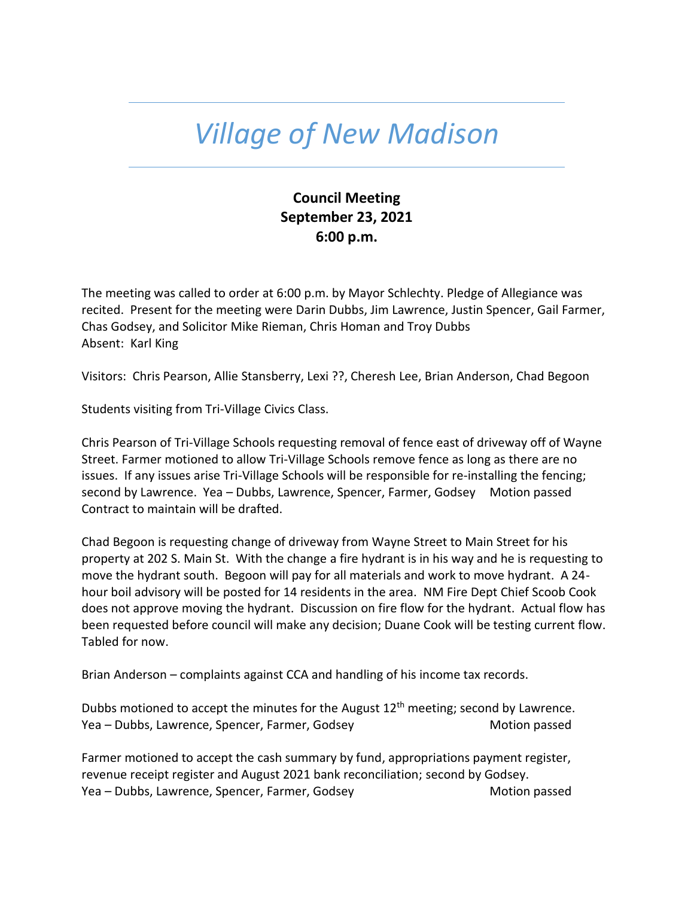# *Village of New Madison*

**Council Meeting**
**September 23, 2021**
**6:00 p.m.**

The meeting was called to order at 6:00 p.m. by Mayor Schlechty. Pledge of Allegiance was recited. Present for the meeting were Darin Dubbs, Jim Lawrence, Justin Spencer, Gail Farmer, Chas Godsey, and Solicitor Mike Rieman, Chris Homan and Troy Dubbs
Absent: Karl King

Visitors: Chris Pearson, Allie Stansberry, Lexi ??, Cheresh Lee, Brian Anderson, Chad Begoon

Students visiting from Tri-Village Civics Class.

Chris Pearson of Tri-Village Schools requesting removal of fence east of driveway off of Wayne Street. Farmer motioned to allow Tri-Village Schools remove fence as long as there are no issues. If any issues arise Tri-Village Schools will be responsible for re-installing the fencing; second by Lawrence. Yea – Dubbs, Lawrence, Spencer, Farmer, Godsey Motion passed
Contract to maintain will be drafted.

Chad Begoon is requesting change of driveway from Wayne Street to Main Street for his property at 202 S. Main St. With the change a fire hydrant is in his way and he is requesting to move the hydrant south. Begoon will pay for all materials and work to move hydrant. A 24-hour boil advisory will be posted for 14 residents in the area. NM Fire Dept Chief Scoob Cook does not approve moving the hydrant. Discussion on fire flow for the hydrant. Actual flow has been requested before council will make any decision; Duane Cook will be testing current flow. Tabled for now.

Brian Anderson – complaints against CCA and handling of his income tax records.

Dubbs motioned to accept the minutes for the August 12th meeting; second by Lawrence.
Yea – Dubbs, Lawrence, Spencer, Farmer, Godsey Motion passed

Farmer motioned to accept the cash summary by fund, appropriations payment register, revenue receipt register and August 2021 bank reconciliation; second by Godsey.
Yea – Dubbs, Lawrence, Spencer, Farmer, Godsey Motion passed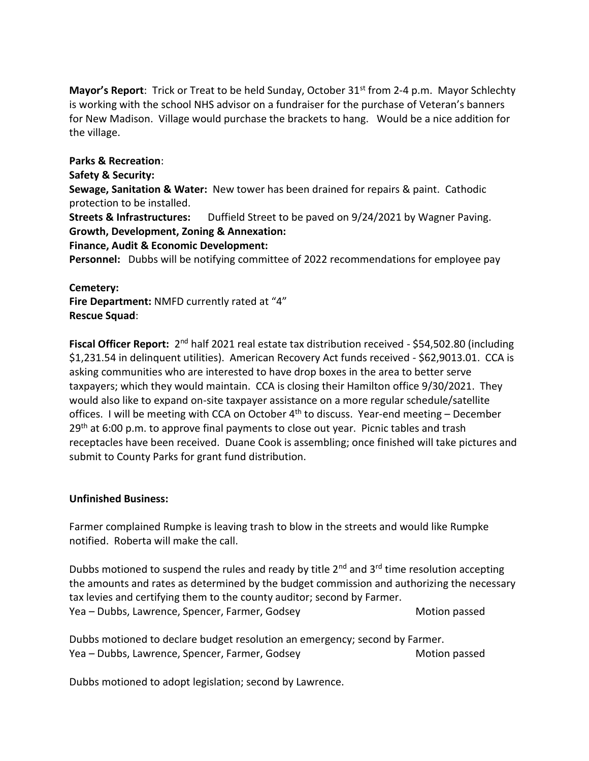**Mayor's Report**: Trick or Treat to be held Sunday, October 31st from 2-4 p.m. Mayor Schlechty is working with the school NHS advisor on a fundraiser for the purchase of Veteran's banners for New Madison. Village would purchase the brackets to hang. Would be a nice addition for the village.

**Parks & Recreation**:

**Safety & Security:**

**Sewage, Sanitation & Water:** New tower has been drained for repairs & paint. Cathodic protection to be installed.

**Streets & Infrastructures:** Duffield Street to be paved on 9/24/2021 by Wagner Paving.

**Growth, Development, Zoning & Annexation:**

**Finance, Audit & Economic Development:**

**Personnel:** Dubbs will be notifying committee of 2022 recommendations for employee pay

**Cemetery:**

**Fire Department:** NMFD currently rated at "4"

**Rescue Squad**:

**Fiscal Officer Report:** 2nd half 2021 real estate tax distribution received - $54,502.80 (including $1,231.54 in delinquent utilities). American Recovery Act funds received - $62,9013.01. CCA is asking communities who are interested to have drop boxes in the area to better serve taxpayers; which they would maintain. CCA is closing their Hamilton office 9/30/2021. They would also like to expand on-site taxpayer assistance on a more regular schedule/satellite offices. I will be meeting with CCA on October 4th to discuss. Year-end meeting – December 29th at 6:00 p.m. to approve final payments to close out year. Picnic tables and trash receptacles have been received. Duane Cook is assembling; once finished will take pictures and submit to County Parks for grant fund distribution.

**Unfinished Business:**

Farmer complained Rumpke is leaving trash to blow in the streets and would like Rumpke notified. Roberta will make the call.

Dubbs motioned to suspend the rules and ready by title 2nd and 3rd time resolution accepting the amounts and rates as determined by the budget commission and authorizing the necessary tax levies and certifying them to the county auditor; second by Farmer.
Yea – Dubbs, Lawrence, Spencer, Farmer, Godsey Motion passed

Dubbs motioned to declare budget resolution an emergency; second by Farmer.
Yea – Dubbs, Lawrence, Spencer, Farmer, Godsey Motion passed

Dubbs motioned to adopt legislation; second by Lawrence.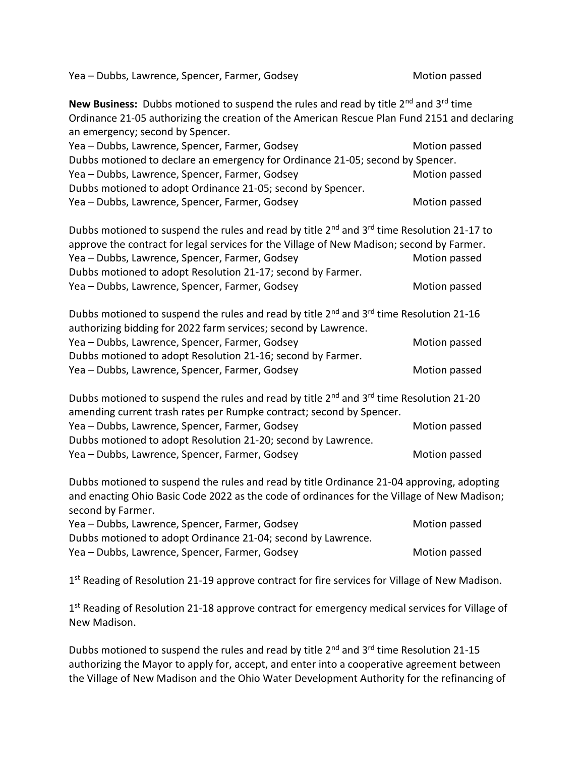Yea – Dubbs, Lawrence, Spencer, Farmer, Godsey Motion passed

**New Business:** Dubbs motioned to suspend the rules and read by title 2nd and 3rd time Ordinance 21-05 authorizing the creation of the American Rescue Plan Fund 2151 and declaring an emergency; second by Spencer.
Yea – Dubbs, Lawrence, Spencer, Farmer, Godsey Motion passed
Dubbs motioned to declare an emergency for Ordinance 21-05; second by Spencer.
Yea – Dubbs, Lawrence, Spencer, Farmer, Godsey Motion passed
Dubbs motioned to adopt Ordinance 21-05; second by Spencer.
Yea – Dubbs, Lawrence, Spencer, Farmer, Godsey Motion passed

Dubbs motioned to suspend the rules and read by title 2nd and 3rd time Resolution 21-17 to approve the contract for legal services for the Village of New Madison; second by Farmer.
Yea – Dubbs, Lawrence, Spencer, Farmer, Godsey Motion passed
Dubbs motioned to adopt Resolution 21-17; second by Farmer.
Yea – Dubbs, Lawrence, Spencer, Farmer, Godsey Motion passed

Dubbs motioned to suspend the rules and read by title 2nd and 3rd time Resolution 21-16 authorizing bidding for 2022 farm services; second by Lawrence.
Yea – Dubbs, Lawrence, Spencer, Farmer, Godsey Motion passed
Dubbs motioned to adopt Resolution 21-16; second by Farmer.
Yea – Dubbs, Lawrence, Spencer, Farmer, Godsey Motion passed

Dubbs motioned to suspend the rules and read by title 2nd and 3rd time Resolution 21-20 amending current trash rates per Rumpke contract; second by Spencer.
Yea – Dubbs, Lawrence, Spencer, Farmer, Godsey Motion passed
Dubbs motioned to adopt Resolution 21-20; second by Lawrence.
Yea – Dubbs, Lawrence, Spencer, Farmer, Godsey Motion passed

Dubbs motioned to suspend the rules and read by title Ordinance 21-04 approving, adopting and enacting Ohio Basic Code 2022 as the code of ordinances for the Village of New Madison; second by Farmer.
Yea – Dubbs, Lawrence, Spencer, Farmer, Godsey Motion passed
Dubbs motioned to adopt Ordinance 21-04; second by Lawrence.
Yea – Dubbs, Lawrence, Spencer, Farmer, Godsey Motion passed

1st Reading of Resolution 21-19 approve contract for fire services for Village of New Madison.

1st Reading of Resolution 21-18 approve contract for emergency medical services for Village of New Madison.

Dubbs motioned to suspend the rules and read by title 2nd and 3rd time Resolution 21-15 authorizing the Mayor to apply for, accept, and enter into a cooperative agreement between the Village of New Madison and the Ohio Water Development Authority for the refinancing of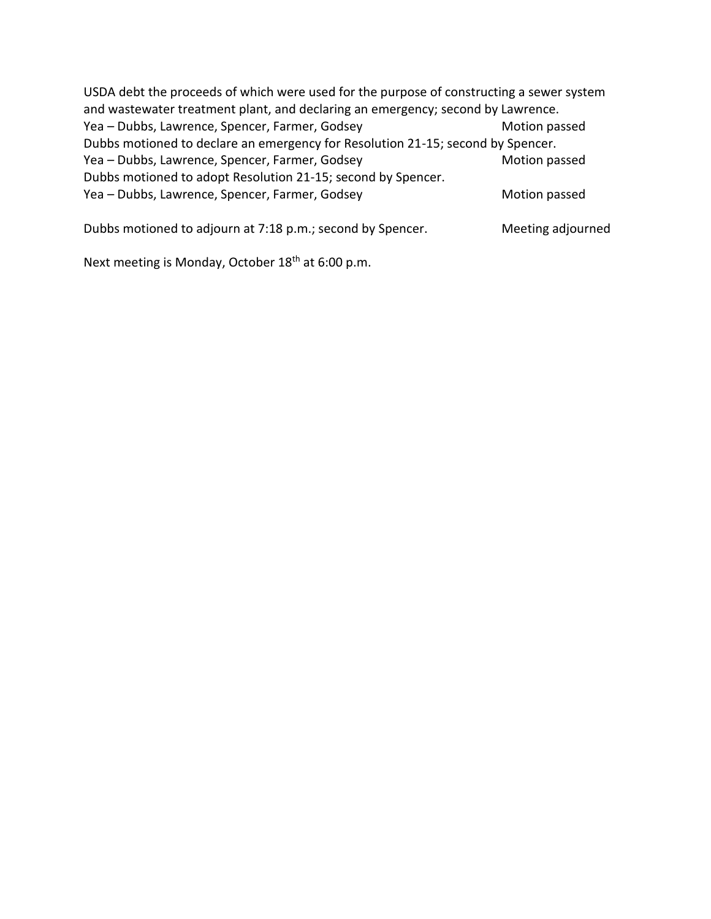USDA debt the proceeds of which were used for the purpose of constructing a sewer system and wastewater treatment plant, and declaring an emergency; second by Lawrence.
Yea – Dubbs, Lawrence, Spencer, Farmer, Godsey Motion passed
Dubbs motioned to declare an emergency for Resolution 21-15; second by Spencer.
Yea – Dubbs, Lawrence, Spencer, Farmer, Godsey Motion passed
Dubbs motioned to adopt Resolution 21-15; second by Spencer.
Yea – Dubbs, Lawrence, Spencer, Farmer, Godsey Motion passed

Dubbs motioned to adjourn at 7:18 p.m.; second by Spencer. Meeting adjourned

Next meeting is Monday, October 18th at 6:00 p.m.